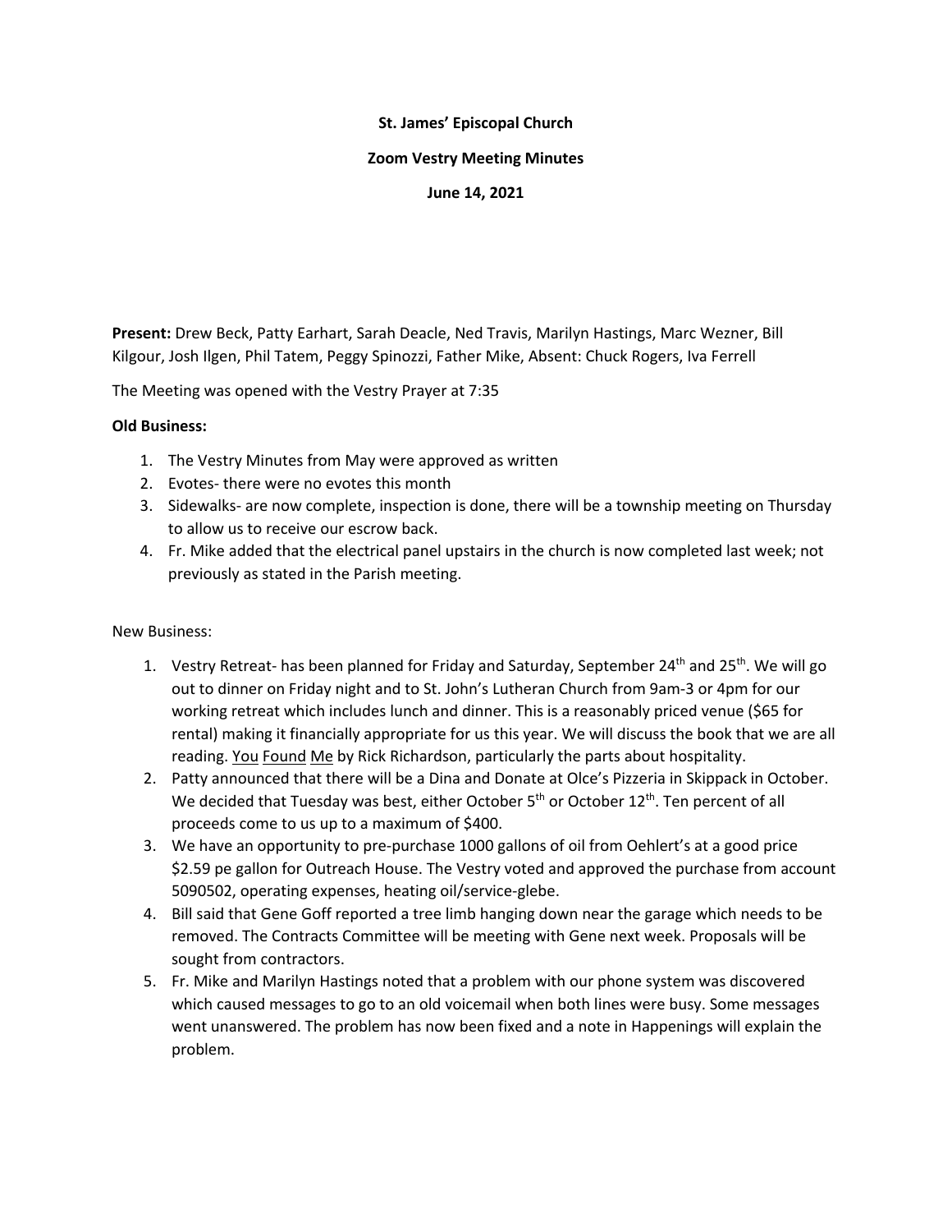**St. James' Episcopal Church**

**Zoom Vestry Meeting Minutes**

**June 14, 2021**

**Present:** Drew Beck, Patty Earhart, Sarah Deacle, Ned Travis, Marilyn Hastings, Marc Wezner, Bill Kilgour, Josh Ilgen, Phil Tatem, Peggy Spinozzi, Father Mike, Absent: Chuck Rogers, Iva Ferrell

The Meeting was opened with the Vestry Prayer at 7:35

**Old Business:**

1. The Vestry Minutes from May were approved as written
2. Evotes- there were no evotes this month
3. Sidewalks- are now complete, inspection is done, there will be a township meeting on Thursday to allow us to receive our escrow back.
4. Fr. Mike added that the electrical panel upstairs in the church is now completed last week; not previously as stated in the Parish meeting.

New Business:

1. Vestry Retreat- has been planned for Friday and Saturday, September 24th and 25th. We will go out to dinner on Friday night and to St. John's Lutheran Church from 9am-3 or 4pm for our working retreat which includes lunch and dinner. This is a reasonably priced venue ($65 for rental) making it financially appropriate for us this year. We will discuss the book that we are all reading. You Found Me by Rick Richardson, particularly the parts about hospitality.
2. Patty announced that there will be a Dina and Donate at Olce's Pizzeria in Skippack in October. We decided that Tuesday was best, either October 5th or October 12th. Ten percent of all proceeds come to us up to a maximum of $400.
3. We have an opportunity to pre-purchase 1000 gallons of oil from Oehlert's at a good price $2.59 pe gallon for Outreach House. The Vestry voted and approved the purchase from account 5090502, operating expenses, heating oil/service-glebe.
4. Bill said that Gene Goff reported a tree limb hanging down near the garage which needs to be removed. The Contracts Committee will be meeting with Gene next week. Proposals will be sought from contractors.
5. Fr. Mike and Marilyn Hastings noted that a problem with our phone system was discovered which caused messages to go to an old voicemail when both lines were busy. Some messages went unanswered. The problem has now been fixed and a note in Happenings will explain the problem.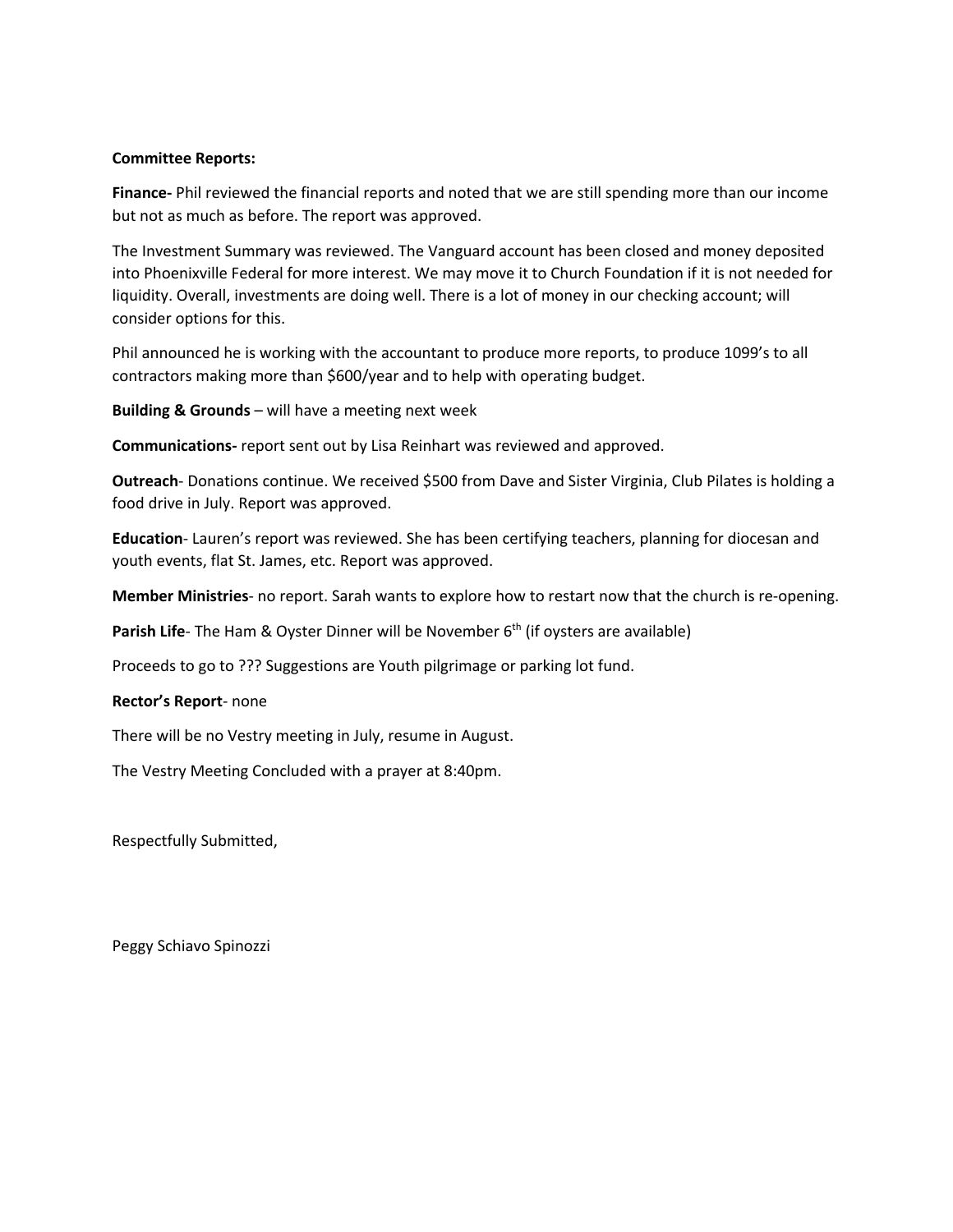**Committee Reports:**

**Finance-** Phil reviewed the financial reports and noted that we are still spending more than our income but not as much as before. The report was approved.

The Investment Summary was reviewed. The Vanguard account has been closed and money deposited into Phoenixville Federal for more interest. We may move it to Church Foundation if it is not needed for liquidity. Overall, investments are doing well. There is a lot of money in our checking account; will consider options for this.

Phil announced he is working with the accountant to produce more reports, to produce 1099's to all contractors making more than $600/year and to help with operating budget.

**Building & Grounds** – will have a meeting next week

**Communications-** report sent out by Lisa Reinhart was reviewed and approved.

**Outreach**- Donations continue. We received $500 from Dave and Sister Virginia, Club Pilates is holding a food drive in July. Report was approved.

**Education**- Lauren's report was reviewed. She has been certifying teachers, planning for diocesan and youth events, flat St. James, etc. Report was approved.

**Member Ministries**- no report. Sarah wants to explore how to restart now that the church is re-opening.

**Parish Life**- The Ham & Oyster Dinner will be November 6th (if oysters are available)

Proceeds to go to ??? Suggestions are Youth pilgrimage or parking lot fund.

**Rector's Report**- none

There will be no Vestry meeting in July, resume in August.

The Vestry Meeting Concluded with a prayer at 8:40pm.

Respectfully Submitted,

Peggy Schiavo Spinozzi